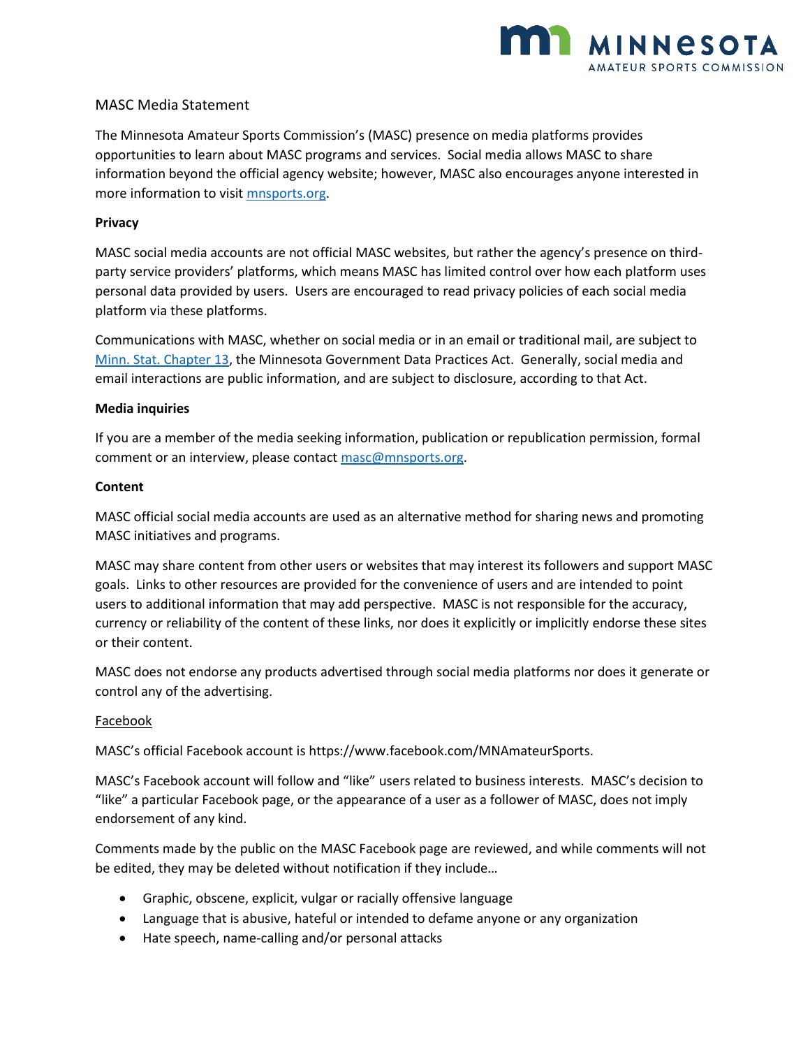# MASC Media Statement

The Minnesota Amateur Sports Commission's (MASC) presence on media platforms provides opportunities to learn about MASC programs and services. Social media allows MASC to share information beyond the official agency website; however, MASC also encourages anyone interested in more information to visit [mnsports.org](mnsports.org).

**Privacy**

MASC social media accounts are not official MASC websites, but rather the agency's presence on third-party service providers' platforms, which means MASC has limited control over how each platform uses personal data provided by users. Users are encouraged to read privacy policies of each social media platform via these platforms.

Communications with MASC, whether on social media or in an email or traditional mail, are subject to Minn. Stat. Chapter 13, the Minnesota Government Data Practices Act. Generally, social media and email interactions are public information, and are subject to disclosure, according to that Act.

**Media inquiries**

If you are a member of the media seeking information, publication or republication permission, formal comment or an interview, please contact masc@mnsports.org.

**Content**

MASC official social media accounts are used as an alternative method for sharing news and promoting MASC initiatives and programs.

MASC may share content from other users or websites that may interest its followers and support MASC goals. Links to other resources are provided for the convenience of users and are intended to point users to additional information that may add perspective. MASC is not responsible for the accuracy, currency or reliability of the content of these links, nor does it explicitly or implicitly endorse these sites or their content.

MASC does not endorse any products advertised through social media platforms nor does it generate or control any of the advertising.

Facebook

MASC's official Facebook account is https://www.facebook.com/MNAmateurSports.

MASC's Facebook account will follow and "like" users related to business interests. MASC's decision to "like" a particular Facebook page, or the appearance of a user as a follower of MASC, does not imply endorsement of any kind.

Comments made by the public on the MASC Facebook page are reviewed, and while comments will not be edited, they may be deleted without notification if they include…

- Graphic, obscene, explicit, vulgar or racially offensive language
- Language that is abusive, hateful or intended to defame anyone or any organization
- Hate speech, name-calling and/or personal attacks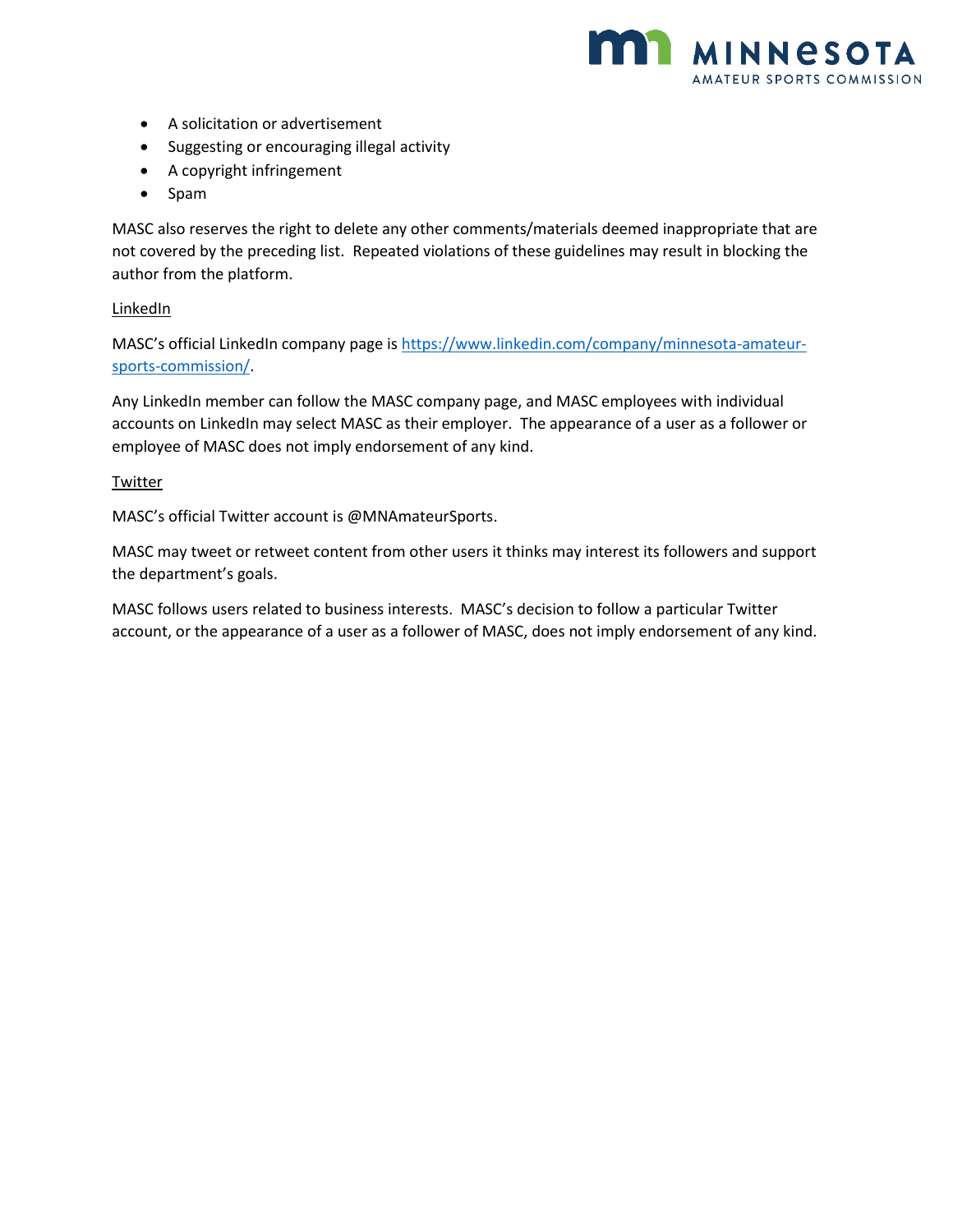- A solicitation or advertisement
- Suggesting or encouraging illegal activity
- A copyright infringement
- Spam

MASC also reserves the right to delete any other comments/materials deemed inappropriate that are not covered by the preceding list. Repeated violations of these guidelines may result in blocking the author from the platform.

LinkedIn

MASC's official LinkedIn company page is [https://www.linkedin.com/company/minnesota-amateur-sports-commission/](https://www.linkedin.com/company/minnesota-amateur-sports-commission/).

Any LinkedIn member can follow the MASC company page, and MASC employees with individual accounts on LinkedIn may select MASC as their employer. The appearance of a user as a follower or employee of MASC does not imply endorsement of any kind.

Twitter

MASC's official Twitter account is @MNAmateurSports.

MASC may tweet or retweet content from other users it thinks may interest its followers and support the department's goals.

MASC follows users related to business interests. MASC's decision to follow a particular Twitter account, or the appearance of a user as a follower of MASC, does not imply endorsement of any kind.